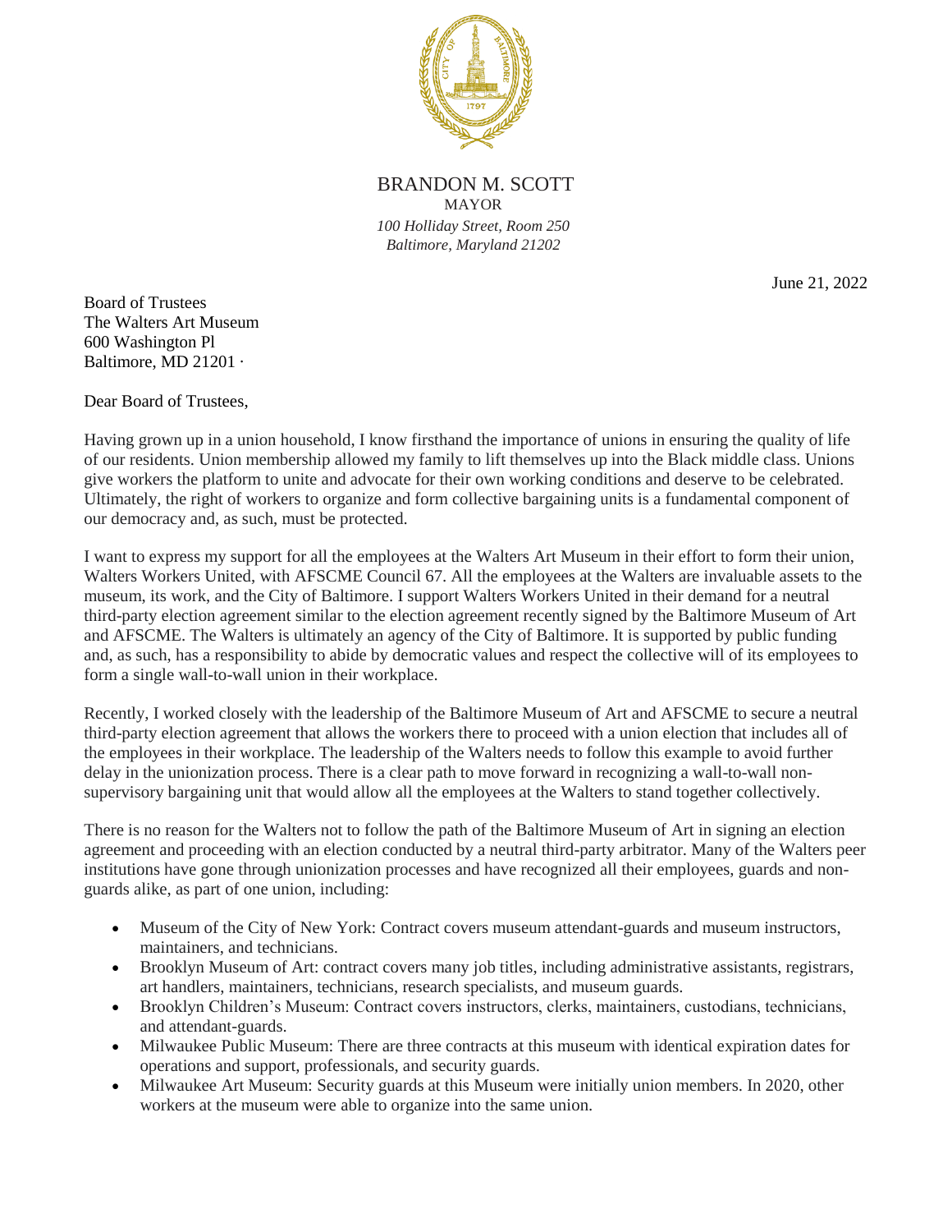BRANDON M. SCOTT
MAYOR
*100 Holliday Street, Room 250*
*Baltimore, Maryland 21202*

June 21, 2022

Board of Trustees
The Walters Art Museum
600 Washington Pl
Baltimore, MD 21201 ·

Dear Board of Trustees,

Having grown up in a union household, I know firsthand the importance of unions in ensuring the quality of life of our residents. Union membership allowed my family to lift themselves up into the Black middle class. Unions give workers the platform to unite and advocate for their own working conditions and deserve to be celebrated. Ultimately, the right of workers to organize and form collective bargaining units is a fundamental component of our democracy and, as such, must be protected.

I want to express my support for all the employees at the Walters Art Museum in their effort to form their union, Walters Workers United, with AFSCME Council 67. All the employees at the Walters are invaluable assets to the museum, its work, and the City of Baltimore. I support Walters Workers United in their demand for a neutral third-party election agreement similar to the election agreement recently signed by the Baltimore Museum of Art and AFSCME. The Walters is ultimately an agency of the City of Baltimore. It is supported by public funding and, as such, has a responsibility to abide by democratic values and respect the collective will of its employees to form a single wall-to-wall union in their workplace.

Recently, I worked closely with the leadership of the Baltimore Museum of Art and AFSCME to secure a neutral third-party election agreement that allows the workers there to proceed with a union election that includes all of the employees in their workplace. The leadership of the Walters needs to follow this example to avoid further delay in the unionization process. There is a clear path to move forward in recognizing a wall-to-wall non-supervisory bargaining unit that would allow all the employees at the Walters to stand together collectively.

There is no reason for the Walters not to follow the path of the Baltimore Museum of Art in signing an election agreement and proceeding with an election conducted by a neutral third-party arbitrator. Many of the Walters peer institutions have gone through unionization processes and have recognized all their employees, guards and non-guards alike, as part of one union, including:

- Museum of the City of New York: Contract covers museum attendant-guards and museum instructors, maintainers, and technicians.
- Brooklyn Museum of Art: contract covers many job titles, including administrative assistants, registrars, art handlers, maintainers, technicians, research specialists, and museum guards.
- Brooklyn Children's Museum: Contract covers instructors, clerks, maintainers, custodians, technicians, and attendant-guards.
- Milwaukee Public Museum: There are three contracts at this museum with identical expiration dates for operations and support, professionals, and security guards.
- Milwaukee Art Museum: Security guards at this Museum were initially union members. In 2020, other workers at the museum were able to organize into the same union.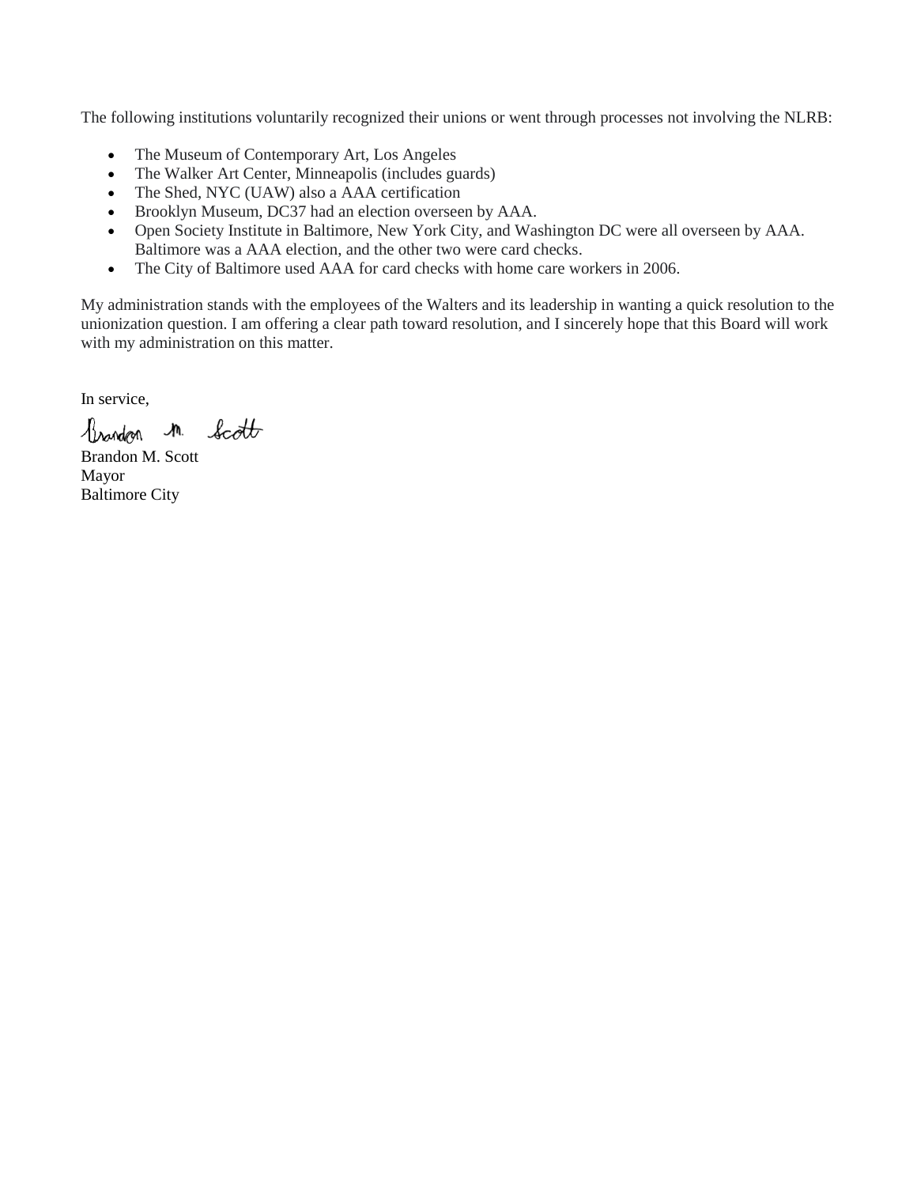The following institutions voluntarily recognized their unions or went through processes not involving the NLRB:

- The Museum of Contemporary Art, Los Angeles
- The Walker Art Center, Minneapolis (includes guards)
- The Shed, NYC (UAW) also a AAA certification
- Brooklyn Museum, DC37 had an election overseen by AAA.
- Open Society Institute in Baltimore, New York City, and Washington DC were all overseen by AAA. Baltimore was a AAA election, and the other two were card checks.
- The City of Baltimore used AAA for card checks with home care workers in 2006.

My administration stands with the employees of the Walters and its leadership in wanting a quick resolution to the unionization question. I am offering a clear path toward resolution, and I sincerely hope that this Board will work with my administration on this matter.

In service,

Brandon M. Scott

Brandon M. Scott
Mayor
Baltimore City